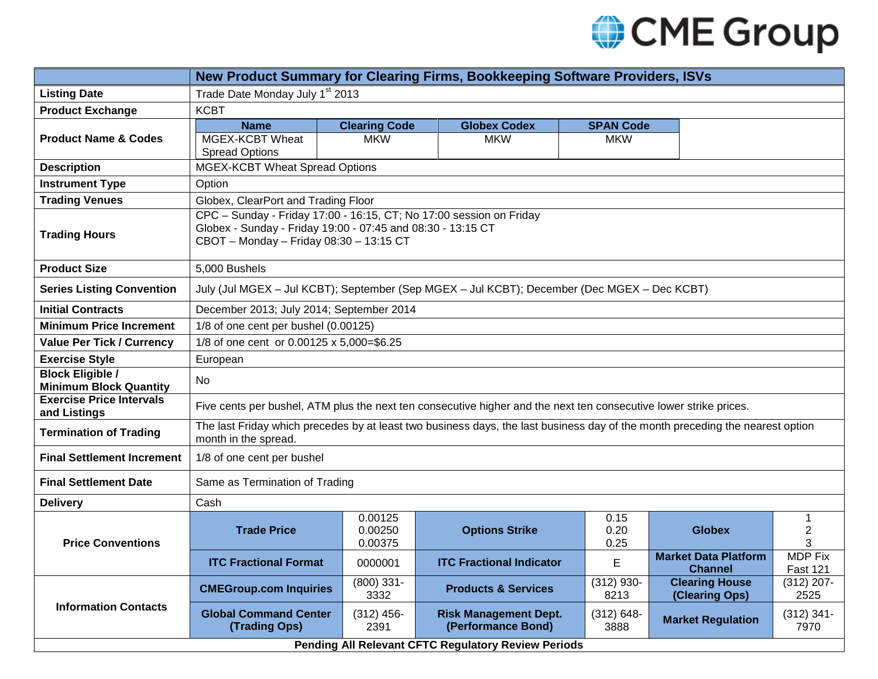| | New Product Summary for Clearing Firms, Bookkeeping Software Providers, ISVs | | | | | |
|---|---|---|---|---|---|---|
| **Listing Date** | Trade Date Monday July 1st 2013 | | | | | |
| **Product Exchange** | KCBT | | | | | |
| **Product Name & Codes** | **Name**: MGEX-KCBT Wheat Spread Options | **Clearing Code**: MKW | **Globex Codex**: MKW | **SPAN Code**: MKW | | |
| **Description** | MGEX-KCBT Wheat Spread Options | | | | | |
| **Instrument Type** | Option | | | | | |
| **Trading Venues** | Globex, ClearPort and Trading Floor | | | | | |
| **Trading Hours** | CPC – Sunday - Friday 17:00 - 16:15, CT; No 17:00 session on Friday<br>Globex - Sunday - Friday 19:00 - 07:45 and 08:30 - 13:15 CT<br>CBOT – Monday – Friday 08:30 – 13:15 CT | | | | | |
| **Product Size** | 5,000 Bushels | | | | | |
| **Series Listing Convention** | July (Jul MGEX – Jul KCBT); September (Sep MGEX – Jul KCBT); December (Dec MGEX – Dec KCBT) | | | | | |
| **Initial Contracts** | December 2013; July 2014; September 2014 | | | | | |
| **Minimum Price Increment** | 1/8 of one cent per bushel (0.00125) | | | | | |
| **Value Per Tick / Currency** | 1/8 of one cent or 0.00125 x 5,000=$6.25 | | | | | |
| **Exercise Style** | European | | | | | |
| **Block Eligible / Minimum Block Quantity** | No | | | | | |
| **Exercise Price Intervals and Listings** | Five cents per bushel, ATM plus the next ten consecutive higher and the next ten consecutive lower strike prices. | | | | | |
| **Termination of Trading** | The last Friday which precedes by at least two business days, the last business day of the month preceding the nearest option month in the spread. | | | | | |
| **Final Settlement Increment** | 1/8 of one cent per bushel | | | | | |
| **Final Settlement Date** | Same as Termination of Trading | | | | | |
| **Delivery** | Cash | | | | | |
| **Price Conventions** | **Trade Price** | 0.00125<br>0.00250<br>0.00375 | **Options Strike** | 0.15<br>0.20<br>0.25 | **Globex** | 1<br>2<br>3 |
| | **ITC Fractional Format** | 0000001 | **ITC Fractional Indicator** | E | **Market Data Platform Channel** | MDP Fix Fast 121 |
| **Information Contacts** | **CMEGroup.com Inquiries** | (800) 331-3332 | **Products & Services** | (312) 930-8213 | **Clearing House (Clearing Ops)** | (312) 207-2525 |
| | **Global Command Center (Trading Ops)** | (312) 456-2391 | **Risk Management Dept. (Performance Bond)** | (312) 648-3888 | **Market Regulation** | (312) 341-7970 |

**Pending All Relevant CFTC Regulatory Review Periods**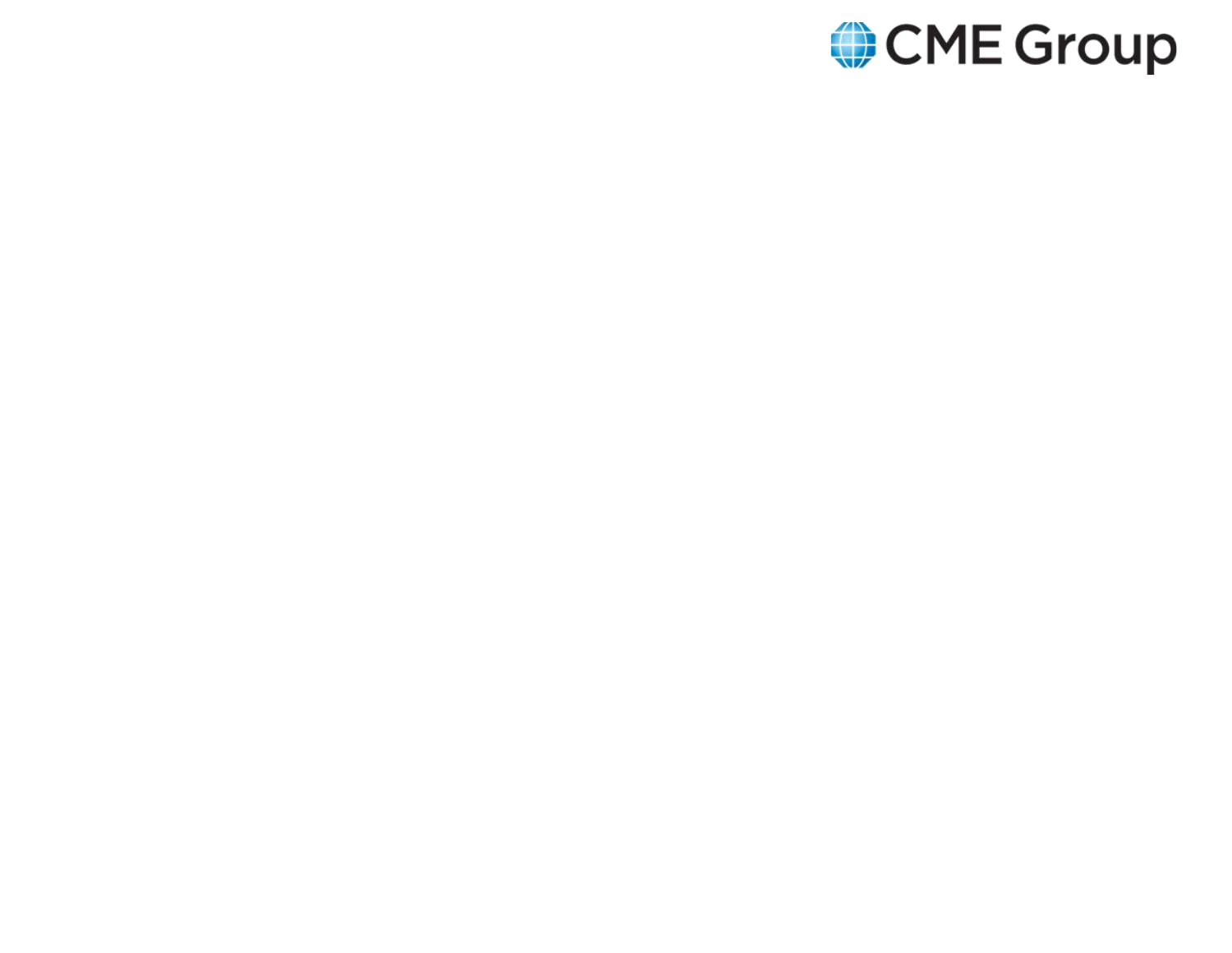CME Group